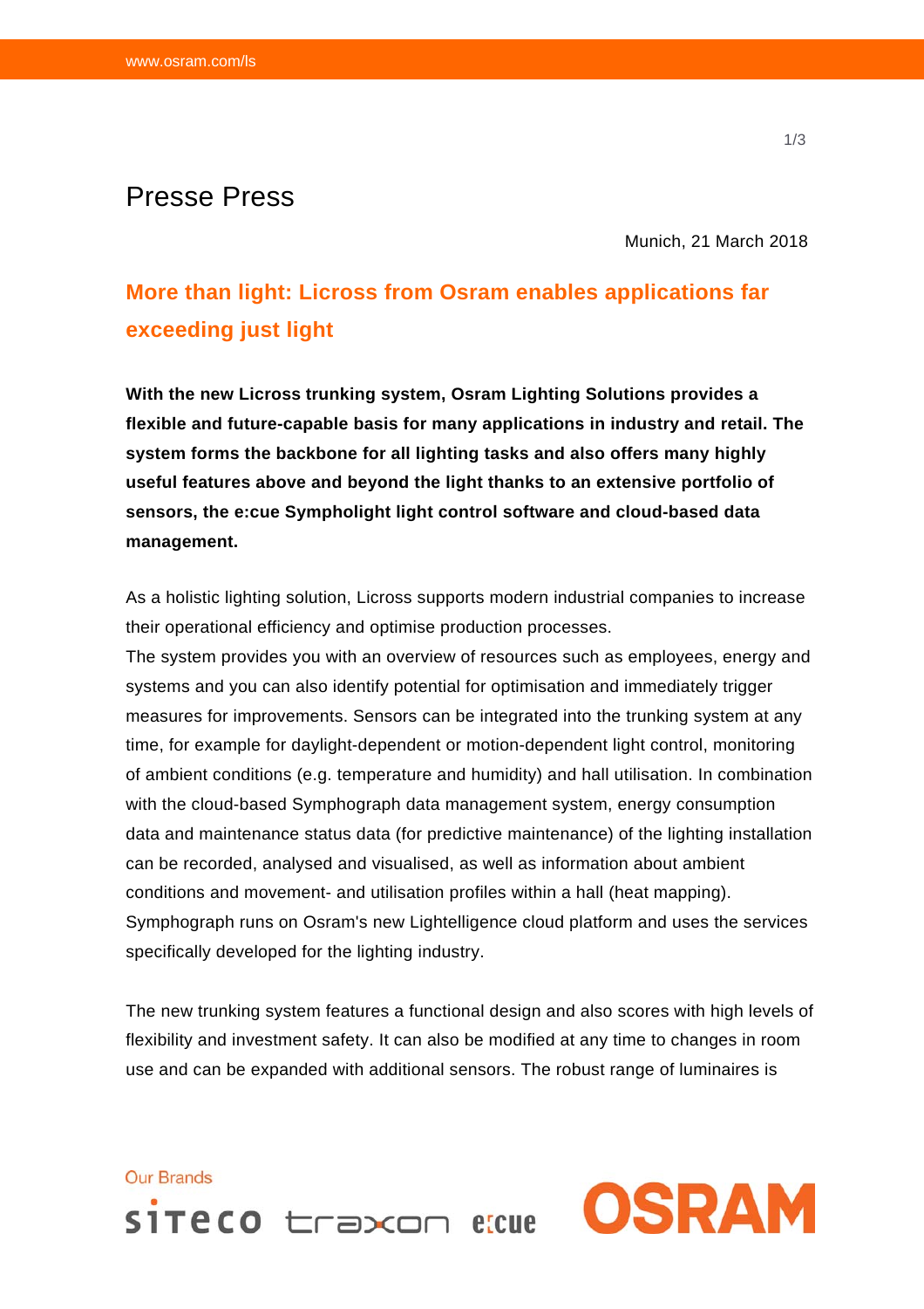Presse Press

Munich, 21 March 2018

# More than light: Licross from Osram enables applications far exceeding just light

**With the new Licross trunking system, Osram Lighting Solutions provides a flexible and future-capable basis for many applications in industry and retail. The system forms the backbone for all lighting tasks and also offers many highly useful features above and beyond the light thanks to an extensive portfolio of sensors, the e:cue Sympholight light control software and cloud-based data management.**

As a holistic lighting solution, Licross supports modern industrial companies to increase their operational efficiency and optimise production processes.
The system provides you with an overview of resources such as employees, energy and systems and you can also identify potential for optimisation and immediately trigger measures for improvements. Sensors can be integrated into the trunking system at any time, for example for daylight-dependent or motion-dependent light control, monitoring of ambient conditions (e.g. temperature and humidity) and hall utilisation. In combination with the cloud-based Symphograph data management system, energy consumption data and maintenance status data (for predictive maintenance) of the lighting installation can be recorded, analysed and visualised, as well as information about ambient conditions and movement- and utilisation profiles within a hall (heat mapping). Symphograph runs on Osram's new Lightelligence cloud platform and uses the services specifically developed for the lighting industry.

The new trunking system features a functional design and also scores with high levels of flexibility and investment safety. It can also be modified at any time to changes in room use and can be expanded with additional sensors. The robust range of luminaires is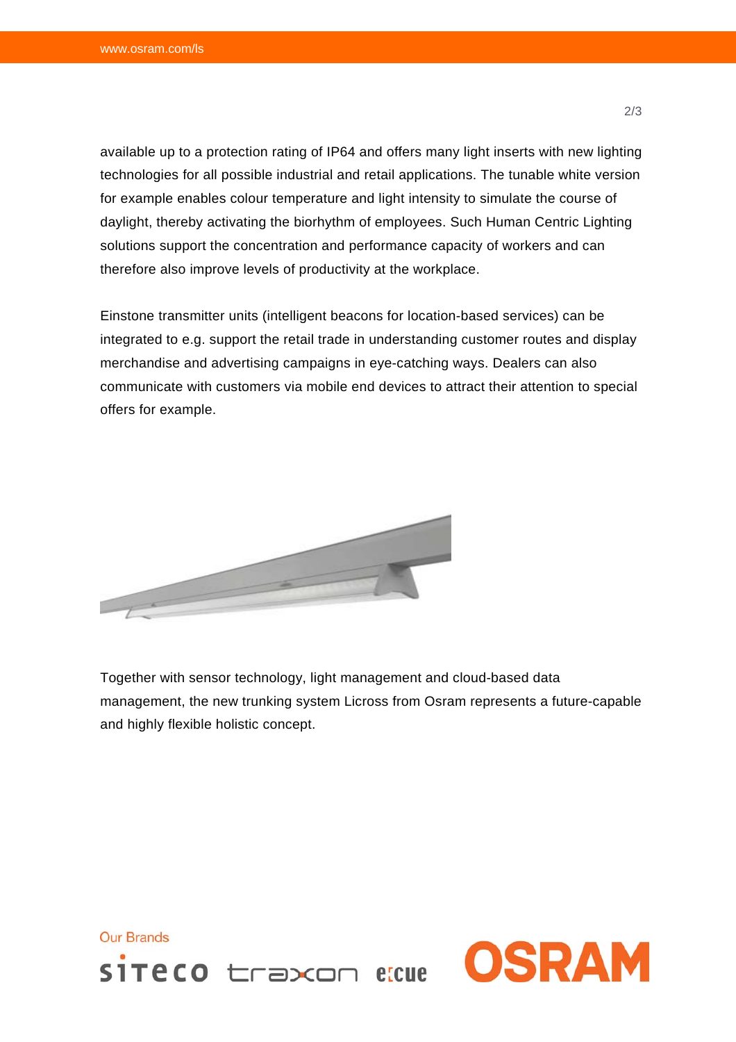available up to a protection rating of IP64 and offers many light inserts with new lighting technologies for all possible industrial and retail applications. The tunable white version for example enables colour temperature and light intensity to simulate the course of daylight, thereby activating the biorhythm of employees. Such Human Centric Lighting solutions support the concentration and performance capacity of workers and can therefore also improve levels of productivity at the workplace.

Einstone transmitter units (intelligent beacons for location-based services) can be integrated to e.g. support the retail trade in understanding customer routes and display merchandise and advertising campaigns in eye-catching ways. Dealers can also communicate with customers via mobile end devices to attract their attention to special offers for example.

Together with sensor technology, light management and cloud-based data management, the new trunking system Licross from Osram represents a future-capable and highly flexible holistic concept.

Our Brands

siteco traxon e:cue OSRAM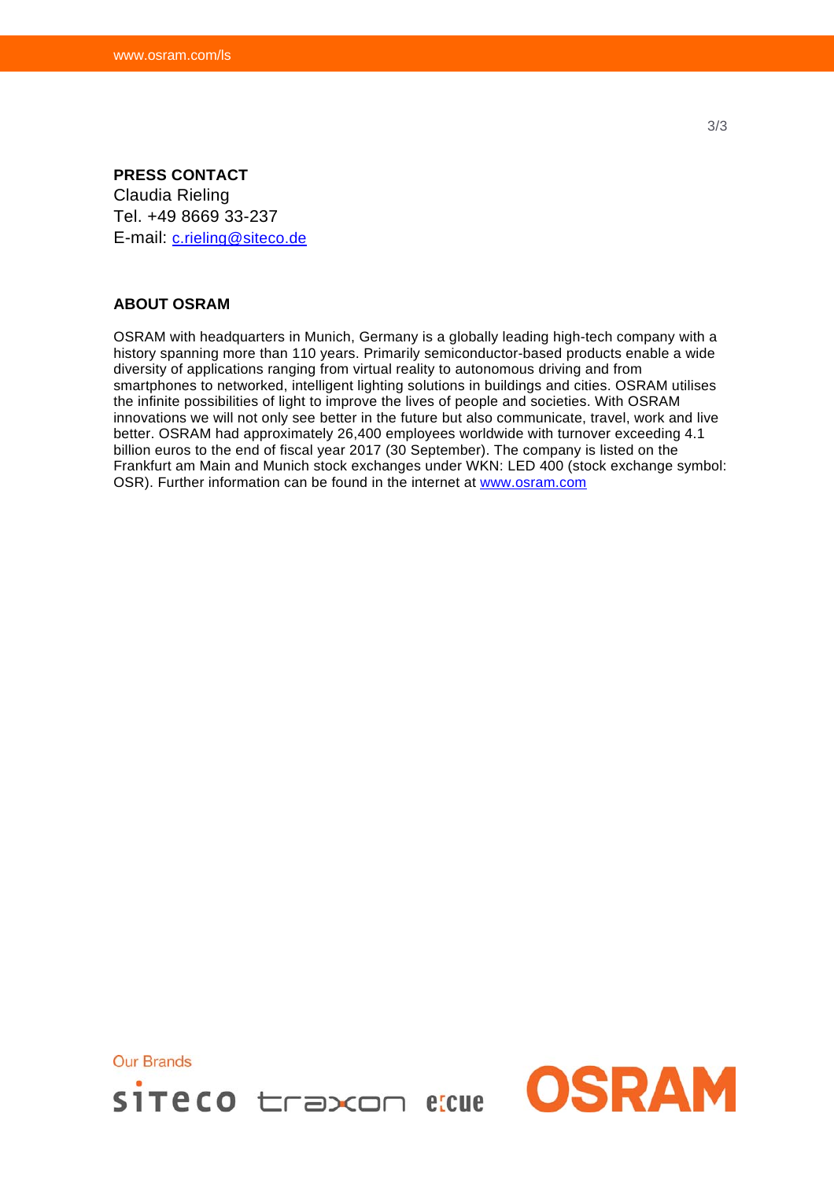**PRESS CONTACT**
Claudia Rieling
Tel. +49 8669 33-237
E-mail: c.rieling@siteco.de

**ABOUT OSRAM**

OSRAM with headquarters in Munich, Germany is a globally leading high-tech company with a history spanning more than 110 years. Primarily semiconductor-based products enable a wide diversity of applications ranging from virtual reality to autonomous driving and from smartphones to networked, intelligent lighting solutions in buildings and cities. OSRAM utilises the infinite possibilities of light to improve the lives of people and societies. With OSRAM innovations we will not only see better in the future but also communicate, travel, work and live better. OSRAM had approximately 26,400 employees worldwide with turnover exceeding 4.1 billion euros to the end of fiscal year 2017 (30 September). The company is listed on the Frankfurt am Main and Munich stock exchanges under WKN: LED 400 (stock exchange symbol: OSR). Further information can be found in the internet at www.osram.com

Our Brands

siteco traxon e:cue OSRAM